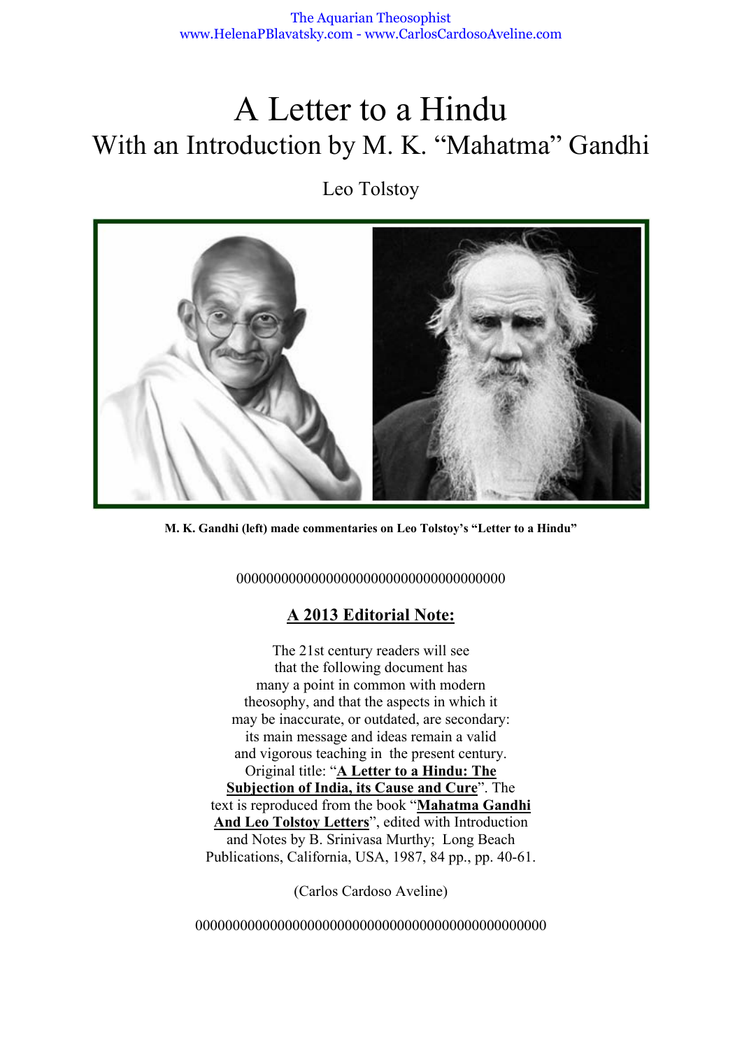# A Letter to a Hindu

## With an Introduction by M. K. "Mahatma" Gandhi

Leo Tolstoy

**M. K. Gandhi (left) made commentaries on Leo Tolstoy's "Letter to a Hindu"**

000000000000000000000000000000000000

## A 2013 Editorial Note:

The 21st century readers will see that the following document has many a point in common with modern theosophy, and that the aspects in which it may be inaccurate, or outdated, are secondary: its main message and ideas remain a valid and vigorous teaching in the present century. Original title: "**A Letter to a Hindu: The Subjection of India, its Cause and Cure**". The text is reproduced from the book "**Mahatma Gandhi And Leo Tolstoy Letters**", edited with Introduction and Notes by B. Srinivasa Murthy; Long Beach Publications, California, USA, 1987, 84 pp., pp. 40-61.

(Carlos Cardoso Aveline)

0000000000000000000000000000000000000000000000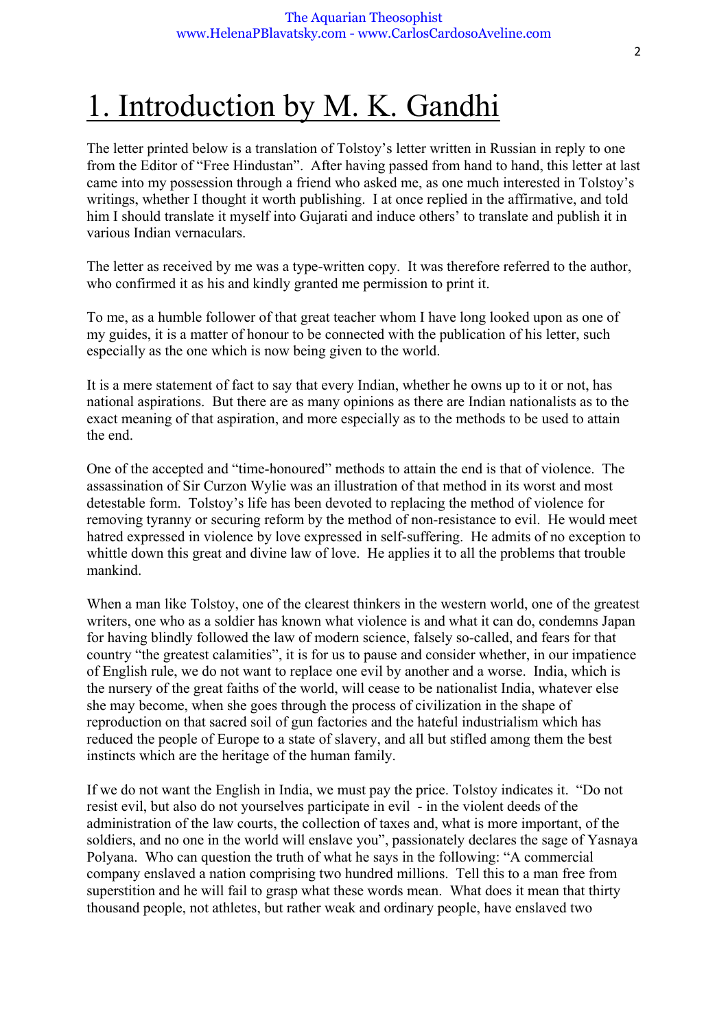# 1. Introduction by M. K. Gandhi

The letter printed below is a translation of Tolstoy's letter written in Russian in reply to one from the Editor of "Free Hindustan". After having passed from hand to hand, this letter at last came into my possession through a friend who asked me, as one much interested in Tolstoy's writings, whether I thought it worth publishing. I at once replied in the affirmative, and told him I should translate it myself into Gujarati and induce others' to translate and publish it in various Indian vernaculars.

The letter as received by me was a type-written copy. It was therefore referred to the author, who confirmed it as his and kindly granted me permission to print it.

To me, as a humble follower of that great teacher whom I have long looked upon as one of my guides, it is a matter of honour to be connected with the publication of his letter, such especially as the one which is now being given to the world.

It is a mere statement of fact to say that every Indian, whether he owns up to it or not, has national aspirations. But there are as many opinions as there are Indian nationalists as to the exact meaning of that aspiration, and more especially as to the methods to be used to attain the end.

One of the accepted and "time-honoured" methods to attain the end is that of violence. The assassination of Sir Curzon Wylie was an illustration of that method in its worst and most detestable form. Tolstoy's life has been devoted to replacing the method of violence for removing tyranny or securing reform by the method of non-resistance to evil. He would meet hatred expressed in violence by love expressed in self-suffering. He admits of no exception to whittle down this great and divine law of love. He applies it to all the problems that trouble mankind.

When a man like Tolstoy, one of the clearest thinkers in the western world, one of the greatest writers, one who as a soldier has known what violence is and what it can do, condemns Japan for having blindly followed the law of modern science, falsely so-called, and fears for that country "the greatest calamities", it is for us to pause and consider whether, in our impatience of English rule, we do not want to replace one evil by another and a worse. India, which is the nursery of the great faiths of the world, will cease to be nationalist India, whatever else she may become, when she goes through the process of civilization in the shape of reproduction on that sacred soil of gun factories and the hateful industrialism which has reduced the people of Europe to a state of slavery, and all but stifled among them the best instincts which are the heritage of the human family.

If we do not want the English in India, we must pay the price. Tolstoy indicates it. "Do not resist evil, but also do not yourselves participate in evil - in the violent deeds of the administration of the law courts, the collection of taxes and, what is more important, of the soldiers, and no one in the world will enslave you", passionately declares the sage of Yasnaya Polyana. Who can question the truth of what he says in the following: "A commercial company enslaved a nation comprising two hundred millions. Tell this to a man free from superstition and he will fail to grasp what these words mean. What does it mean that thirty thousand people, not athletes, but rather weak and ordinary people, have enslaved two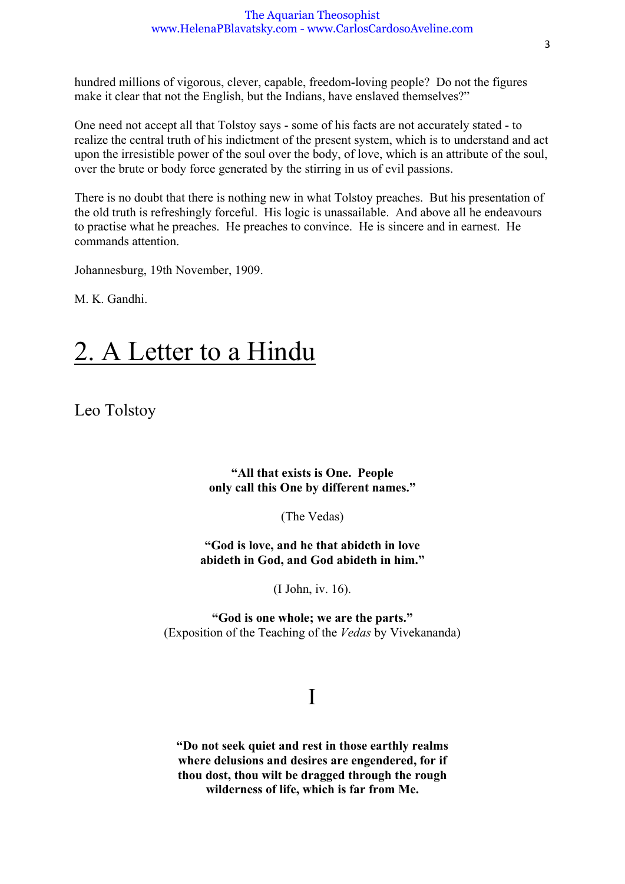hundred millions of vigorous, clever, capable, freedom-loving people? Do not the figures make it clear that not the English, but the Indians, have enslaved themselves?"

One need not accept all that Tolstoy says - some of his facts are not accurately stated - to realize the central truth of his indictment of the present system, which is to understand and act upon the irresistible power of the soul over the body, of love, which is an attribute of the soul, over the brute or body force generated by the stirring in us of evil passions.

There is no doubt that there is nothing new in what Tolstoy preaches. But his presentation of the old truth is refreshingly forceful. His logic is unassailable. And above all he endeavours to practise what he preaches. He preaches to convince. He is sincere and in earnest. He commands attention.

Johannesburg, 19th November, 1909.

M. K. Gandhi.

# 2. A Letter to a Hindu

## Leo Tolstoy

**"All that exists is One. People only call this One by different names."**

(The Vedas)

**"God is love, and he that abideth in love abideth in God, and God abideth in him."**

(I John, iv. 16).

**"God is one whole; we are the parts."**
(Exposition of the Teaching of the *Vedas* by Vivekananda)

### I

**"Do not seek quiet and rest in those earthly realms where delusions and desires are engendered, for if thou dost, thou wilt be dragged through the rough wilderness of life, which is far from Me.**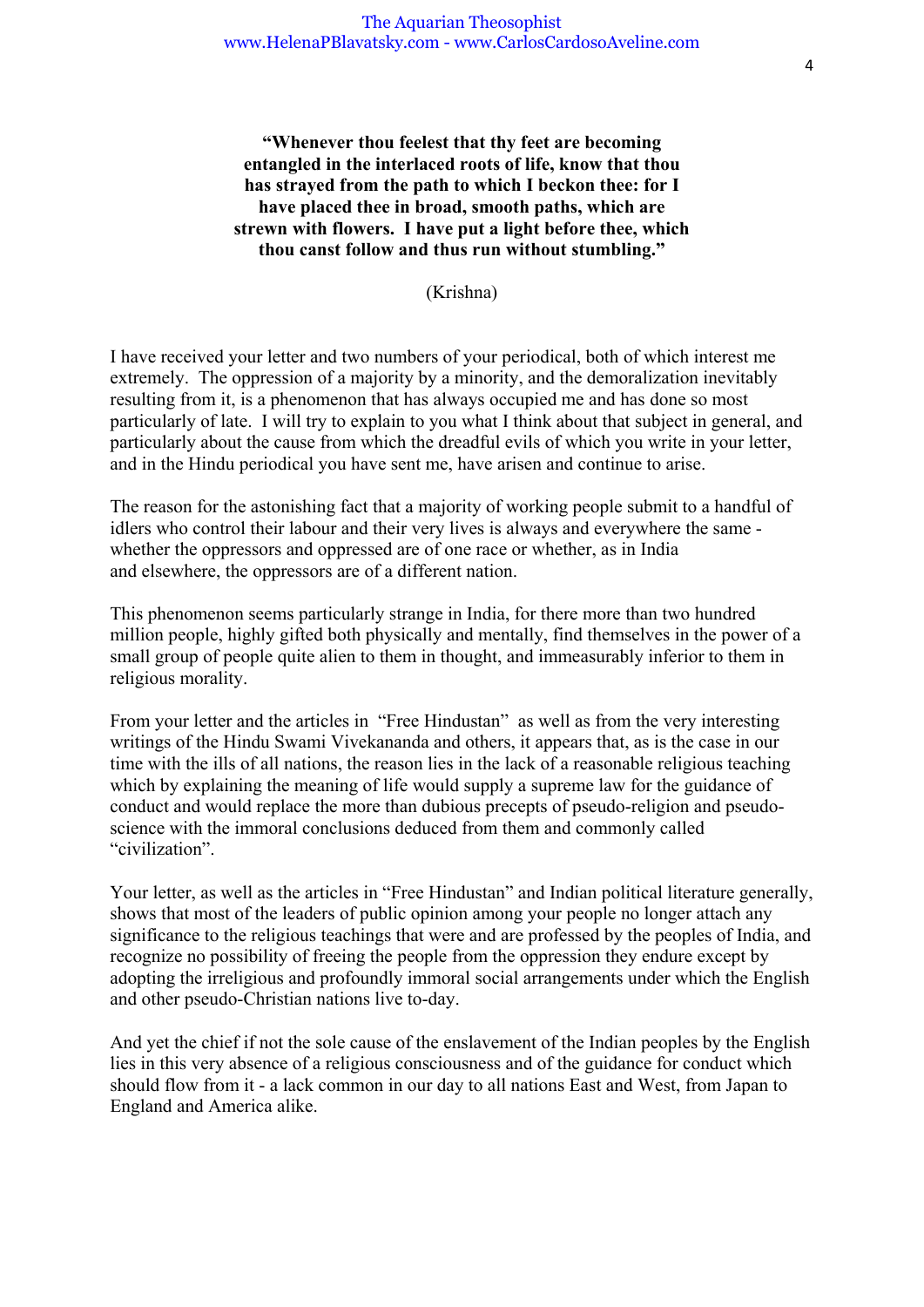**"Whenever thou feelest that thy feet are becoming entangled in the interlaced roots of life, know that thou has strayed from the path to which I beckon thee: for I have placed thee in broad, smooth paths, which are strewn with flowers. I have put a light before thee, which thou canst follow and thus run without stumbling."**

(Krishna)

I have received your letter and two numbers of your periodical, both of which interest me extremely. The oppression of a majority by a minority, and the demoralization inevitably resulting from it, is a phenomenon that has always occupied me and has done so most particularly of late. I will try to explain to you what I think about that subject in general, and particularly about the cause from which the dreadful evils of which you write in your letter, and in the Hindu periodical you have sent me, have arisen and continue to arise.

The reason for the astonishing fact that a majority of working people submit to a handful of idlers who control their labour and their very lives is always and everywhere the same - whether the oppressors and oppressed are of one race or whether, as in India and elsewhere, the oppressors are of a different nation.

This phenomenon seems particularly strange in India, for there more than two hundred million people, highly gifted both physically and mentally, find themselves in the power of a small group of people quite alien to them in thought, and immeasurably inferior to them in religious morality.

From your letter and the articles in "Free Hindustan" as well as from the very interesting writings of the Hindu Swami Vivekananda and others, it appears that, as is the case in our time with the ills of all nations, the reason lies in the lack of a reasonable religious teaching which by explaining the meaning of life would supply a supreme law for the guidance of conduct and would replace the more than dubious precepts of pseudo-religion and pseudo-science with the immoral conclusions deduced from them and commonly called "civilization".

Your letter, as well as the articles in "Free Hindustan" and Indian political literature generally, shows that most of the leaders of public opinion among your people no longer attach any significance to the religious teachings that were and are professed by the peoples of India, and recognize no possibility of freeing the people from the oppression they endure except by adopting the irreligious and profoundly immoral social arrangements under which the English and other pseudo-Christian nations live to-day.

And yet the chief if not the sole cause of the enslavement of the Indian peoples by the English lies in this very absence of a religious consciousness and of the guidance for conduct which should flow from it - a lack common in our day to all nations East and West, from Japan to England and America alike.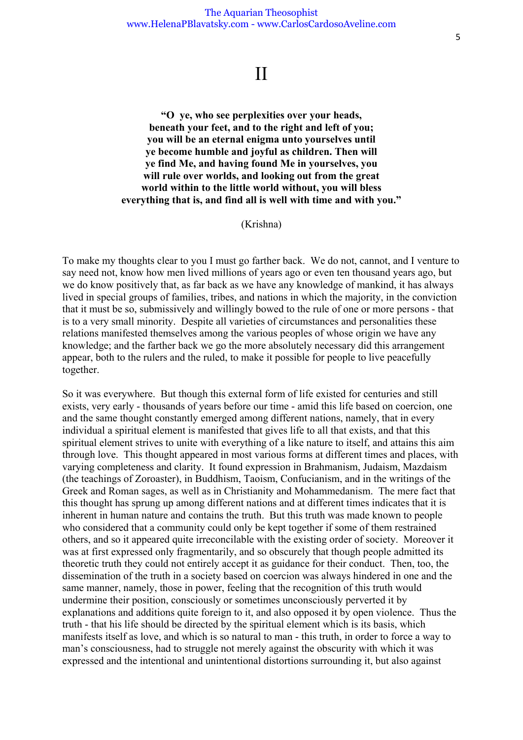# II

**"O ye, who see perplexities over your heads, beneath your feet, and to the right and left of you; you will be an eternal enigma unto yourselves until ye become humble and joyful as children. Then will ye find Me, and having found Me in yourselves, you will rule over worlds, and looking out from the great world within to the little world without, you will bless everything that is, and find all is well with time and with you."**

(Krishna)

To make my thoughts clear to you I must go farther back. We do not, cannot, and I venture to say need not, know how men lived millions of years ago or even ten thousand years ago, but we do know positively that, as far back as we have any knowledge of mankind, it has always lived in special groups of families, tribes, and nations in which the majority, in the conviction that it must be so, submissively and willingly bowed to the rule of one or more persons - that is to a very small minority. Despite all varieties of circumstances and personalities these relations manifested themselves among the various peoples of whose origin we have any knowledge; and the farther back we go the more absolutely necessary did this arrangement appear, both to the rulers and the ruled, to make it possible for people to live peacefully together.

So it was everywhere. But though this external form of life existed for centuries and still exists, very early - thousands of years before our time - amid this life based on coercion, one and the same thought constantly emerged among different nations, namely, that in every individual a spiritual element is manifested that gives life to all that exists, and that this spiritual element strives to unite with everything of a like nature to itself, and attains this aim through love. This thought appeared in most various forms at different times and places, with varying completeness and clarity. It found expression in Brahmanism, Judaism, Mazdaism (the teachings of Zoroaster), in Buddhism, Taoism, Confucianism, and in the writings of the Greek and Roman sages, as well as in Christianity and Mohammedanism. The mere fact that this thought has sprung up among different nations and at different times indicates that it is inherent in human nature and contains the truth. But this truth was made known to people who considered that a community could only be kept together if some of them restrained others, and so it appeared quite irreconcilable with the existing order of society. Moreover it was at first expressed only fragmentarily, and so obscurely that though people admitted its theoretic truth they could not entirely accept it as guidance for their conduct. Then, too, the dissemination of the truth in a society based on coercion was always hindered in one and the same manner, namely, those in power, feeling that the recognition of this truth would undermine their position, consciously or sometimes unconsciously perverted it by explanations and additions quite foreign to it, and also opposed it by open violence. Thus the truth - that his life should be directed by the spiritual element which is its basis, which manifests itself as love, and which is so natural to man - this truth, in order to force a way to man's consciousness, had to struggle not merely against the obscurity with which it was expressed and the intentional and unintentional distortions surrounding it, but also against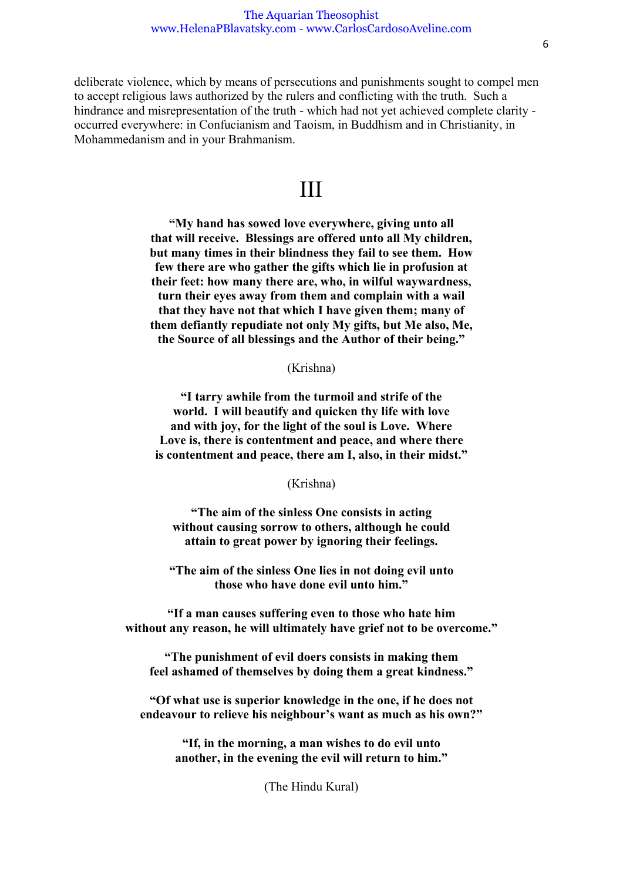deliberate violence, which by means of persecutions and punishments sought to compel men to accept religious laws authorized by the rulers and conflicting with the truth. Such a hindrance and misrepresentation of the truth - which had not yet achieved complete clarity - occurred everywhere: in Confucianism and Taoism, in Buddhism and in Christianity, in Mohammedanism and in your Brahmanism.

# III

**"My hand has sowed love everywhere, giving unto all that will receive. Blessings are offered unto all My children, but many times in their blindness they fail to see them. How few there are who gather the gifts which lie in profusion at their feet: how many there are, who, in wilful waywardness, turn their eyes away from them and complain with a wail that they have not that which I have given them; many of them defiantly repudiate not only My gifts, but Me also, Me, the Source of all blessings and the Author of their being."**

(Krishna)

**"I tarry awhile from the turmoil and strife of the world. I will beautify and quicken thy life with love and with joy, for the light of the soul is Love. Where Love is, there is contentment and peace, and where there is contentment and peace, there am I, also, in their midst."**

(Krishna)

**"The aim of the sinless One consists in acting without causing sorrow to others, although he could attain to great power by ignoring their feelings.**

**"The aim of the sinless One lies in not doing evil unto those who have done evil unto him."**

**"If a man causes suffering even to those who hate him without any reason, he will ultimately have grief not to be overcome."**

**"The punishment of evil doers consists in making them feel ashamed of themselves by doing them a great kindness."**

**"Of what use is superior knowledge in the one, if he does not endeavour to relieve his neighbour's want as much as his own?"**

**"If, in the morning, a man wishes to do evil unto another, in the evening the evil will return to him."**

(The Hindu Kural)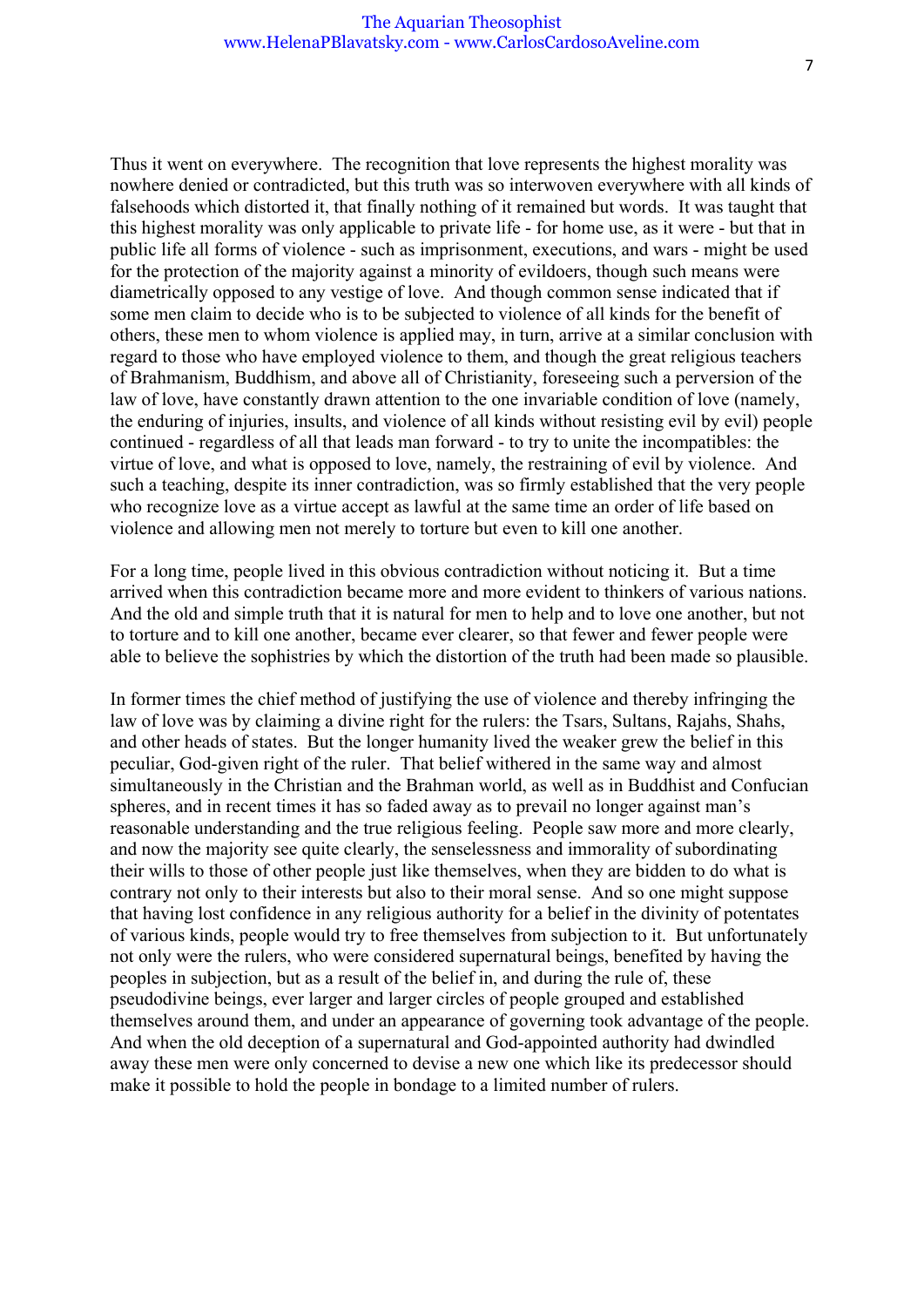Thus it went on everywhere. The recognition that love represents the highest morality was nowhere denied or contradicted, but this truth was so interwoven everywhere with all kinds of falsehoods which distorted it, that finally nothing of it remained but words. It was taught that this highest morality was only applicable to private life - for home use, as it were - but that in public life all forms of violence - such as imprisonment, executions, and wars - might be used for the protection of the majority against a minority of evildoers, though such means were diametrically opposed to any vestige of love. And though common sense indicated that if some men claim to decide who is to be subjected to violence of all kinds for the benefit of others, these men to whom violence is applied may, in turn, arrive at a similar conclusion with regard to those who have employed violence to them, and though the great religious teachers of Brahmanism, Buddhism, and above all of Christianity, foreseeing such a perversion of the law of love, have constantly drawn attention to the one invariable condition of love (namely, the enduring of injuries, insults, and violence of all kinds without resisting evil by evil) people continued - regardless of all that leads man forward - to try to unite the incompatibles: the virtue of love, and what is opposed to love, namely, the restraining of evil by violence. And such a teaching, despite its inner contradiction, was so firmly established that the very people who recognize love as a virtue accept as lawful at the same time an order of life based on violence and allowing men not merely to torture but even to kill one another.

For a long time, people lived in this obvious contradiction without noticing it. But a time arrived when this contradiction became more and more evident to thinkers of various nations. And the old and simple truth that it is natural for men to help and to love one another, but not to torture and to kill one another, became ever clearer, so that fewer and fewer people were able to believe the sophistries by which the distortion of the truth had been made so plausible.

In former times the chief method of justifying the use of violence and thereby infringing the law of love was by claiming a divine right for the rulers: the Tsars, Sultans, Rajahs, Shahs, and other heads of states. But the longer humanity lived the weaker grew the belief in this peculiar, God-given right of the ruler. That belief withered in the same way and almost simultaneously in the Christian and the Brahman world, as well as in Buddhist and Confucian spheres, and in recent times it has so faded away as to prevail no longer against man's reasonable understanding and the true religious feeling. People saw more and more clearly, and now the majority see quite clearly, the senselessness and immorality of subordinating their wills to those of other people just like themselves, when they are bidden to do what is contrary not only to their interests but also to their moral sense. And so one might suppose that having lost confidence in any religious authority for a belief in the divinity of potentates of various kinds, people would try to free themselves from subjection to it. But unfortunately not only were the rulers, who were considered supernatural beings, benefited by having the peoples in subjection, but as a result of the belief in, and during the rule of, these pseudodivine beings, ever larger and larger circles of people grouped and established themselves around them, and under an appearance of governing took advantage of the people. And when the old deception of a supernatural and God-appointed authority had dwindled away these men were only concerned to devise a new one which like its predecessor should make it possible to hold the people in bondage to a limited number of rulers.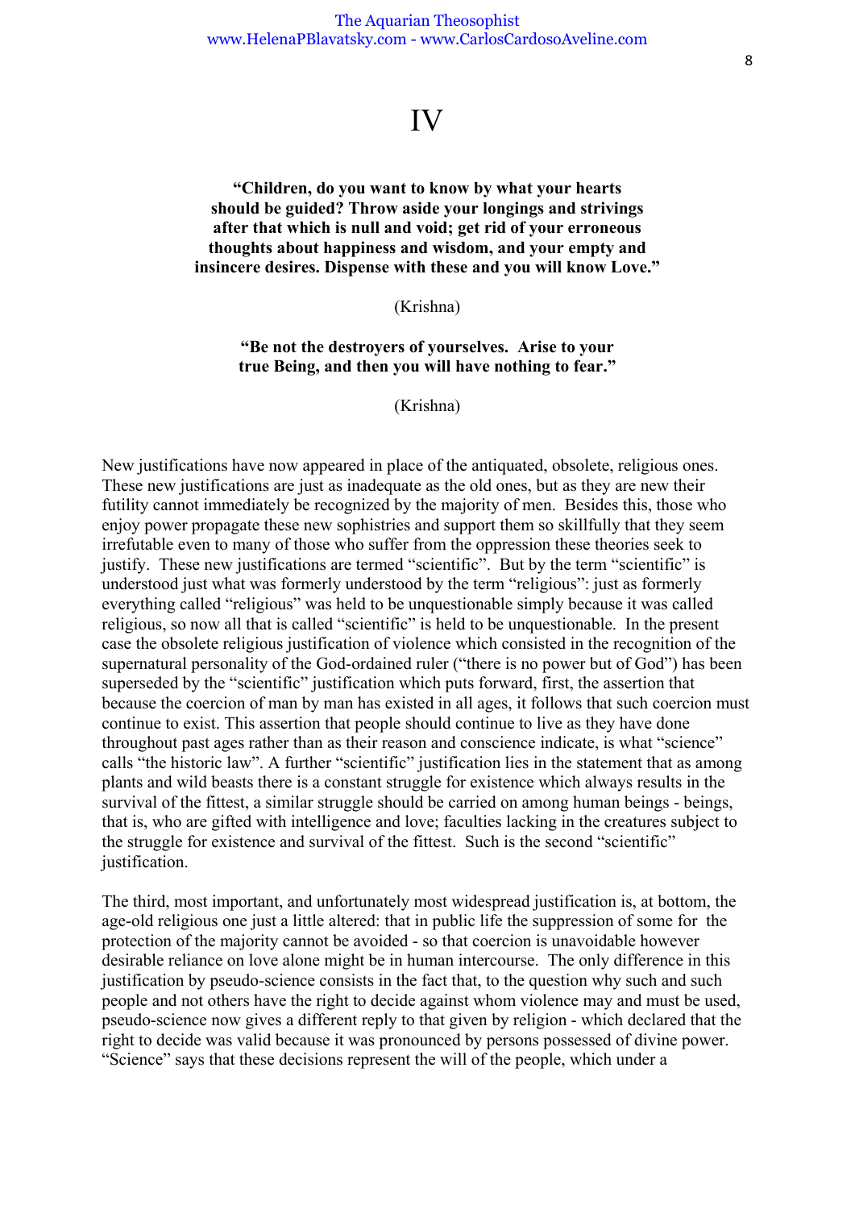# IV

**"Children, do you want to know by what your hearts should be guided? Throw aside your longings and strivings after that which is null and void; get rid of your erroneous thoughts about happiness and wisdom, and your empty and insincere desires. Dispense with these and you will know Love."**

(Krishna)

**"Be not the destroyers of yourselves. Arise to your true Being, and then you will have nothing to fear."**

(Krishna)

New justifications have now appeared in place of the antiquated, obsolete, religious ones. These new justifications are just as inadequate as the old ones, but as they are new their futility cannot immediately be recognized by the majority of men. Besides this, those who enjoy power propagate these new sophistries and support them so skillfully that they seem irrefutable even to many of those who suffer from the oppression these theories seek to justify. These new justifications are termed "scientific". But by the term "scientific" is understood just what was formerly understood by the term "religious": just as formerly everything called "religious" was held to be unquestionable simply because it was called religious, so now all that is called "scientific" is held to be unquestionable. In the present case the obsolete religious justification of violence which consisted in the recognition of the supernatural personality of the God-ordained ruler ("there is no power but of God") has been superseded by the "scientific" justification which puts forward, first, the assertion that because the coercion of man by man has existed in all ages, it follows that such coercion must continue to exist. This assertion that people should continue to live as they have done throughout past ages rather than as their reason and conscience indicate, is what "science" calls "the historic law". A further "scientific" justification lies in the statement that as among plants and wild beasts there is a constant struggle for existence which always results in the survival of the fittest, a similar struggle should be carried on among human beings - beings, that is, who are gifted with intelligence and love; faculties lacking in the creatures subject to the struggle for existence and survival of the fittest. Such is the second "scientific" justification.

The third, most important, and unfortunately most widespread justification is, at bottom, the age-old religious one just a little altered: that in public life the suppression of some for the protection of the majority cannot be avoided - so that coercion is unavoidable however desirable reliance on love alone might be in human intercourse. The only difference in this justification by pseudo-science consists in the fact that, to the question why such and such people and not others have the right to decide against whom violence may and must be used, pseudo-science now gives a different reply to that given by religion - which declared that the right to decide was valid because it was pronounced by persons possessed of divine power. "Science" says that these decisions represent the will of the people, which under a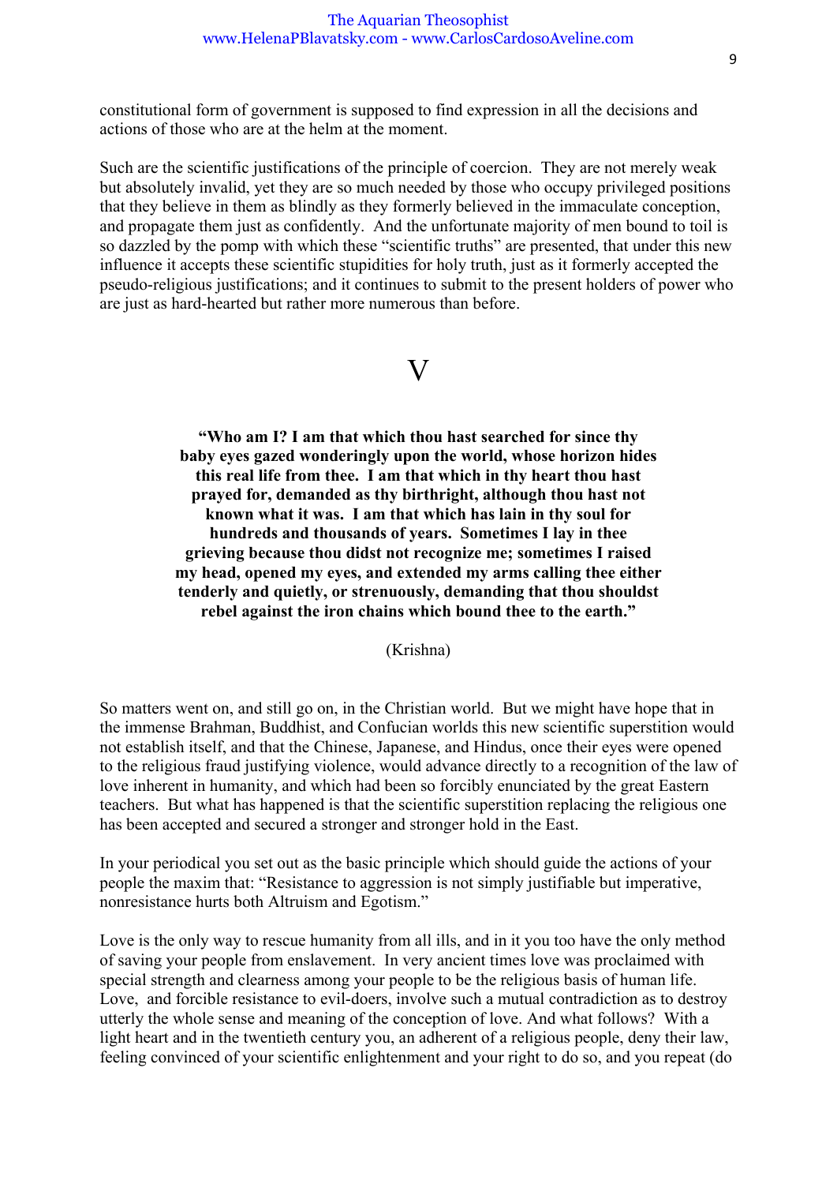constitutional form of government is supposed to find expression in all the decisions and actions of those who are at the helm at the moment.

Such are the scientific justifications of the principle of coercion. They are not merely weak but absolutely invalid, yet they are so much needed by those who occupy privileged positions that they believe in them as blindly as they formerly believed in the immaculate conception, and propagate them just as confidently. And the unfortunate majority of men bound to toil is so dazzled by the pomp with which these "scientific truths" are presented, that under this new influence it accepts these scientific stupidities for holy truth, just as it formerly accepted the pseudo-religious justifications; and it continues to submit to the present holders of power who are just as hard-hearted but rather more numerous than before.

# V

> **"Who am I? I am that which thou hast searched for since thy baby eyes gazed wonderingly upon the world, whose horizon hides this real life from thee. I am that which in thy heart thou hast prayed for, demanded as thy birthright, although thou hast not known what it was. I am that which has lain in thy soul for hundreds and thousands of years. Sometimes I lay in thee grieving because thou didst not recognize me; sometimes I raised my head, opened my eyes, and extended my arms calling thee either tenderly and quietly, or strenuously, demanding that thou shouldst rebel against the iron chains which bound thee to the earth."**
>
> (Krishna)

So matters went on, and still go on, in the Christian world. But we might have hope that in the immense Brahman, Buddhist, and Confucian worlds this new scientific superstition would not establish itself, and that the Chinese, Japanese, and Hindus, once their eyes were opened to the religious fraud justifying violence, would advance directly to a recognition of the law of love inherent in humanity, and which had been so forcibly enunciated by the great Eastern teachers. But what has happened is that the scientific superstition replacing the religious one has been accepted and secured a stronger and stronger hold in the East.

In your periodical you set out as the basic principle which should guide the actions of your people the maxim that: "Resistance to aggression is not simply justifiable but imperative, nonresistance hurts both Altruism and Egotism."

Love is the only way to rescue humanity from all ills, and in it you too have the only method of saving your people from enslavement. In very ancient times love was proclaimed with special strength and clearness among your people to be the religious basis of human life. Love, and forcible resistance to evil-doers, involve such a mutual contradiction as to destroy utterly the whole sense and meaning of the conception of love. And what follows? With a light heart and in the twentieth century you, an adherent of a religious people, deny their law, feeling convinced of your scientific enlightenment and your right to do so, and you repeat (do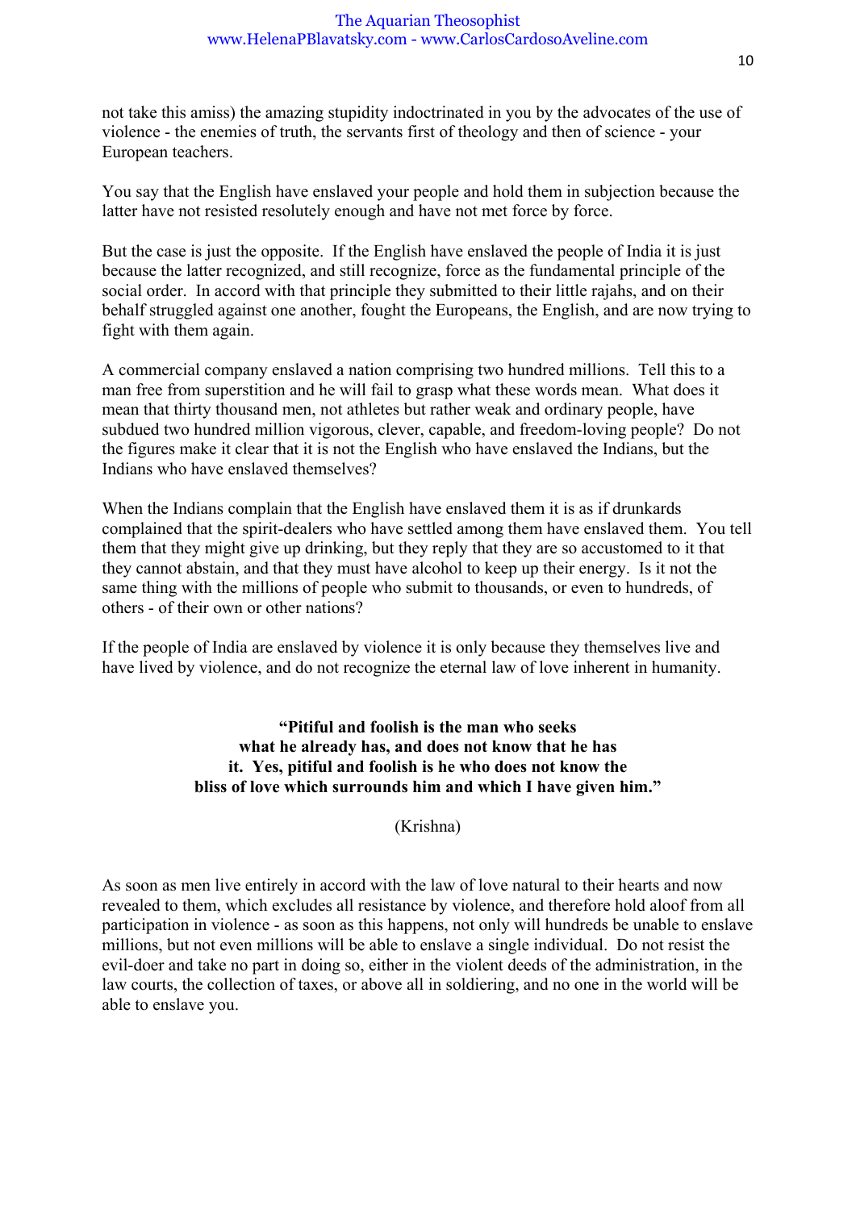not take this amiss) the amazing stupidity indoctrinated in you by the advocates of the use of violence - the enemies of truth, the servants first of theology and then of science - your European teachers.

You say that the English have enslaved your people and hold them in subjection because the latter have not resisted resolutely enough and have not met force by force.

But the case is just the opposite. If the English have enslaved the people of India it is just because the latter recognized, and still recognize, force as the fundamental principle of the social order. In accord with that principle they submitted to their little rajahs, and on their behalf struggled against one another, fought the Europeans, the English, and are now trying to fight with them again.

A commercial company enslaved a nation comprising two hundred millions. Tell this to a man free from superstition and he will fail to grasp what these words mean. What does it mean that thirty thousand men, not athletes but rather weak and ordinary people, have subdued two hundred million vigorous, clever, capable, and freedom-loving people? Do not the figures make it clear that it is not the English who have enslaved the Indians, but the Indians who have enslaved themselves?

When the Indians complain that the English have enslaved them it is as if drunkards complained that the spirit-dealers who have settled among them have enslaved them. You tell them that they might give up drinking, but they reply that they are so accustomed to it that they cannot abstain, and that they must have alcohol to keep up their energy. Is it not the same thing with the millions of people who submit to thousands, or even to hundreds, of others - of their own or other nations?

If the people of India are enslaved by violence it is only because they themselves live and have lived by violence, and do not recognize the eternal law of love inherent in humanity.

**"Pitiful and foolish is the man who seeks what he already has, and does not know that he has it. Yes, pitiful and foolish is he who does not know the bliss of love which surrounds him and which I have given him."**

(Krishna)

As soon as men live entirely in accord with the law of love natural to their hearts and now revealed to them, which excludes all resistance by violence, and therefore hold aloof from all participation in violence - as soon as this happens, not only will hundreds be unable to enslave millions, but not even millions will be able to enslave a single individual. Do not resist the evil-doer and take no part in doing so, either in the violent deeds of the administration, in the law courts, the collection of taxes, or above all in soldiering, and no one in the world will be able to enslave you.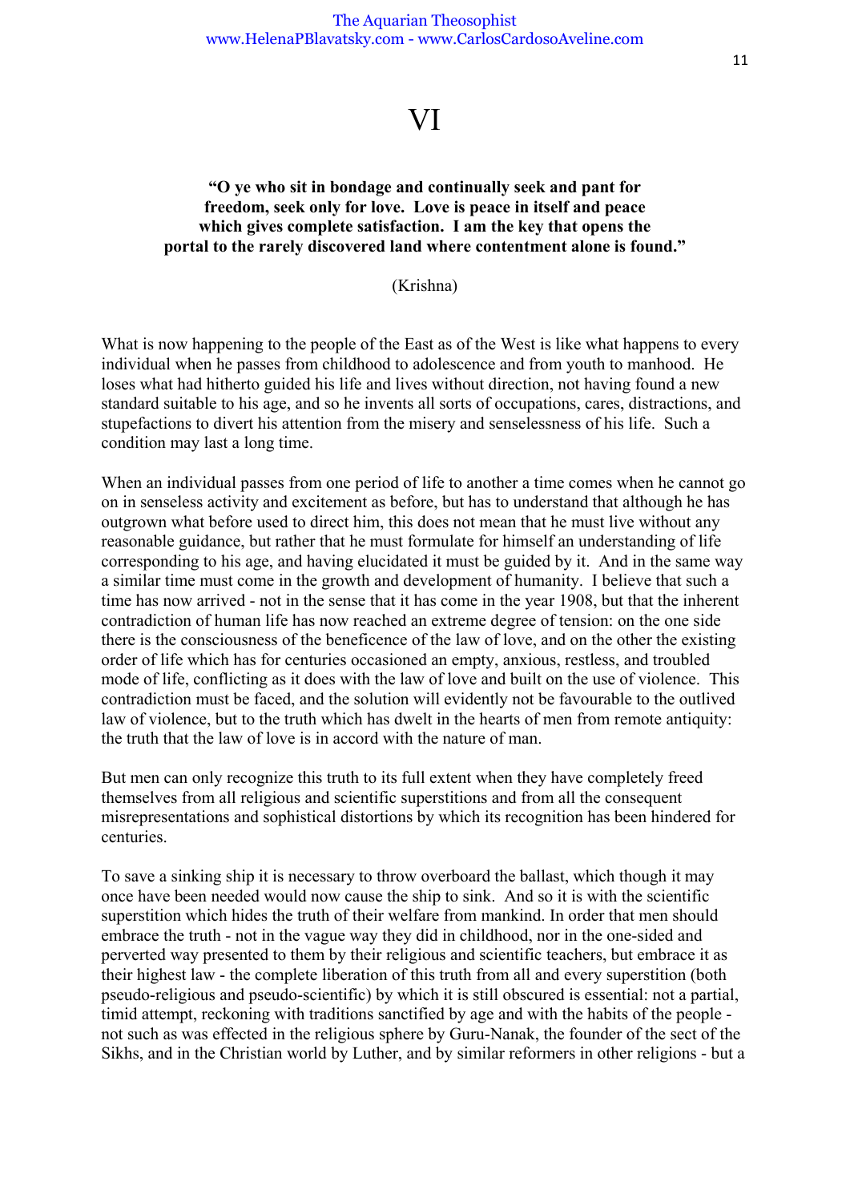# VI

**"O ye who sit in bondage and continually seek and pant for freedom, seek only for love. Love is peace in itself and peace which gives complete satisfaction. I am the key that opens the portal to the rarely discovered land where contentment alone is found."**

(Krishna)

What is now happening to the people of the East as of the West is like what happens to every individual when he passes from childhood to adolescence and from youth to manhood. He loses what had hitherto guided his life and lives without direction, not having found a new standard suitable to his age, and so he invents all sorts of occupations, cares, distractions, and stupefactions to divert his attention from the misery and senselessness of his life. Such a condition may last a long time.

When an individual passes from one period of life to another a time comes when he cannot go on in senseless activity and excitement as before, but has to understand that although he has outgrown what before used to direct him, this does not mean that he must live without any reasonable guidance, but rather that he must formulate for himself an understanding of life corresponding to his age, and having elucidated it must be guided by it. And in the same way a similar time must come in the growth and development of humanity. I believe that such a time has now arrived - not in the sense that it has come in the year 1908, but that the inherent contradiction of human life has now reached an extreme degree of tension: on the one side there is the consciousness of the beneficence of the law of love, and on the other the existing order of life which has for centuries occasioned an empty, anxious, restless, and troubled mode of life, conflicting as it does with the law of love and built on the use of violence. This contradiction must be faced, and the solution will evidently not be favourable to the outlived law of violence, but to the truth which has dwelt in the hearts of men from remote antiquity: the truth that the law of love is in accord with the nature of man.

But men can only recognize this truth to its full extent when they have completely freed themselves from all religious and scientific superstitions and from all the consequent misrepresentations and sophistical distortions by which its recognition has been hindered for centuries.

To save a sinking ship it is necessary to throw overboard the ballast, which though it may once have been needed would now cause the ship to sink. And so it is with the scientific superstition which hides the truth of their welfare from mankind. In order that men should embrace the truth - not in the vague way they did in childhood, nor in the one-sided and perverted way presented to them by their religious and scientific teachers, but embrace it as their highest law - the complete liberation of this truth from all and every superstition (both pseudo-religious and pseudo-scientific) by which it is still obscured is essential: not a partial, timid attempt, reckoning with traditions sanctified by age and with the habits of the people - not such as was effected in the religious sphere by Guru-Nanak, the founder of the sect of the Sikhs, and in the Christian world by Luther, and by similar reformers in other religions - but a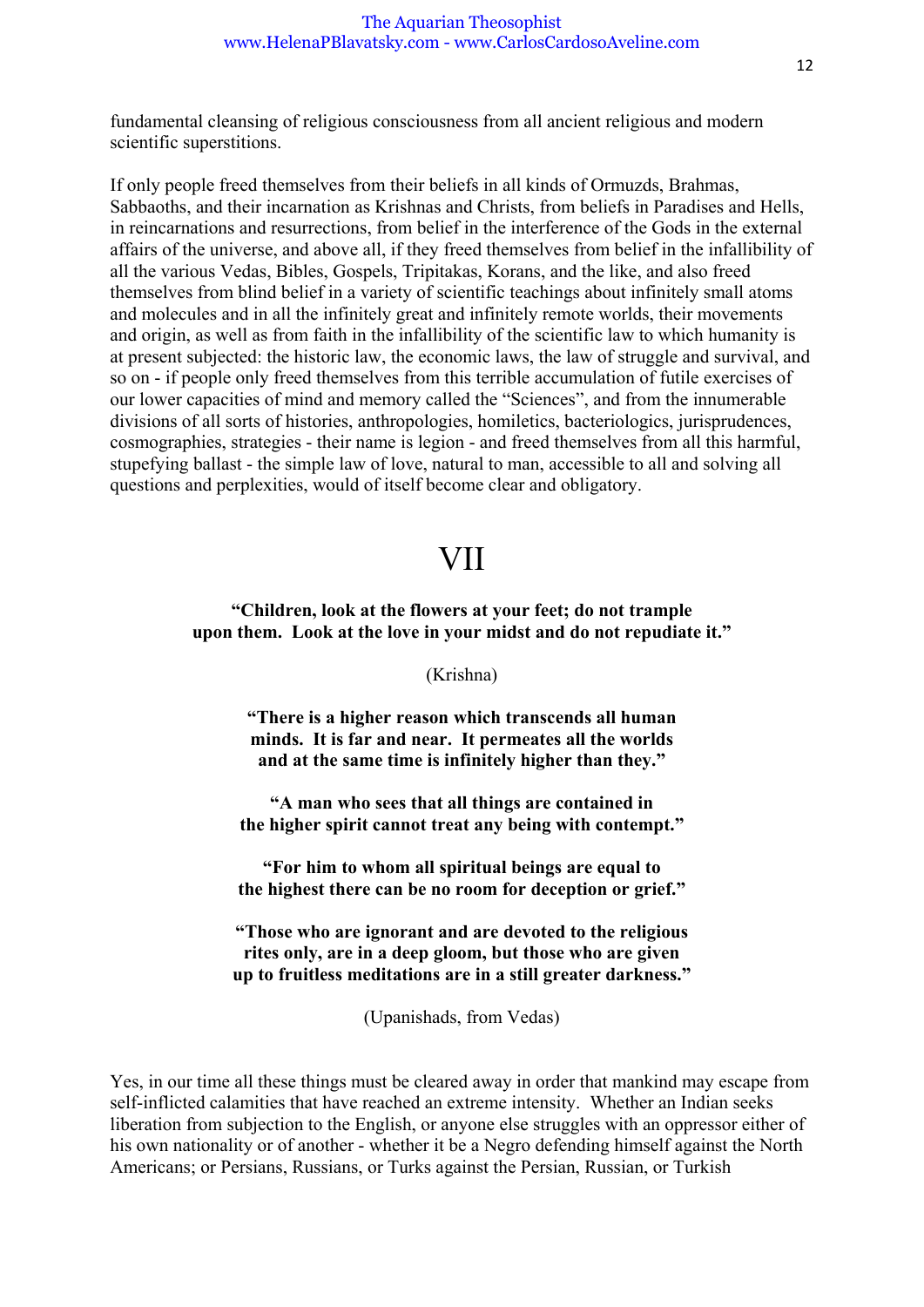fundamental cleansing of religious consciousness from all ancient religious and modern scientific superstitions.

If only people freed themselves from their beliefs in all kinds of Ormuzds, Brahmas, Sabbaoths, and their incarnation as Krishnas and Christs, from beliefs in Paradises and Hells, in reincarnations and resurrections, from belief in the interference of the Gods in the external affairs of the universe, and above all, if they freed themselves from belief in the infallibility of all the various Vedas, Bibles, Gospels, Tripitakas, Korans, and the like, and also freed themselves from blind belief in a variety of scientific teachings about infinitely small atoms and molecules and in all the infinitely great and infinitely remote worlds, their movements and origin, as well as from faith in the infallibility of the scientific law to which humanity is at present subjected: the historic law, the economic laws, the law of struggle and survival, and so on - if people only freed themselves from this terrible accumulation of futile exercises of our lower capacities of mind and memory called the "Sciences", and from the innumerable divisions of all sorts of histories, anthropologies, homiletics, bacteriologics, jurisprudences, cosmographies, strategies - their name is legion - and freed themselves from all this harmful, stupefying ballast - the simple law of love, natural to man, accessible to all and solving all questions and perplexities, would of itself become clear and obligatory.

# VII

**"Children, look at the flowers at your feet; do not trample upon them. Look at the love in your midst and do not repudiate it."**

(Krishna)

**"There is a higher reason which transcends all human minds. It is far and near. It permeates all the worlds and at the same time is infinitely higher than they."**

**"A man who sees that all things are contained in the higher spirit cannot treat any being with contempt."**

**"For him to whom all spiritual beings are equal to the highest there can be no room for deception or grief."**

**"Those who are ignorant and are devoted to the religious rites only, are in a deep gloom, but those who are given up to fruitless meditations are in a still greater darkness."**

(Upanishads, from Vedas)

Yes, in our time all these things must be cleared away in order that mankind may escape from self-inflicted calamities that have reached an extreme intensity. Whether an Indian seeks liberation from subjection to the English, or anyone else struggles with an oppressor either of his own nationality or of another - whether it be a Negro defending himself against the North Americans; or Persians, Russians, or Turks against the Persian, Russian, or Turkish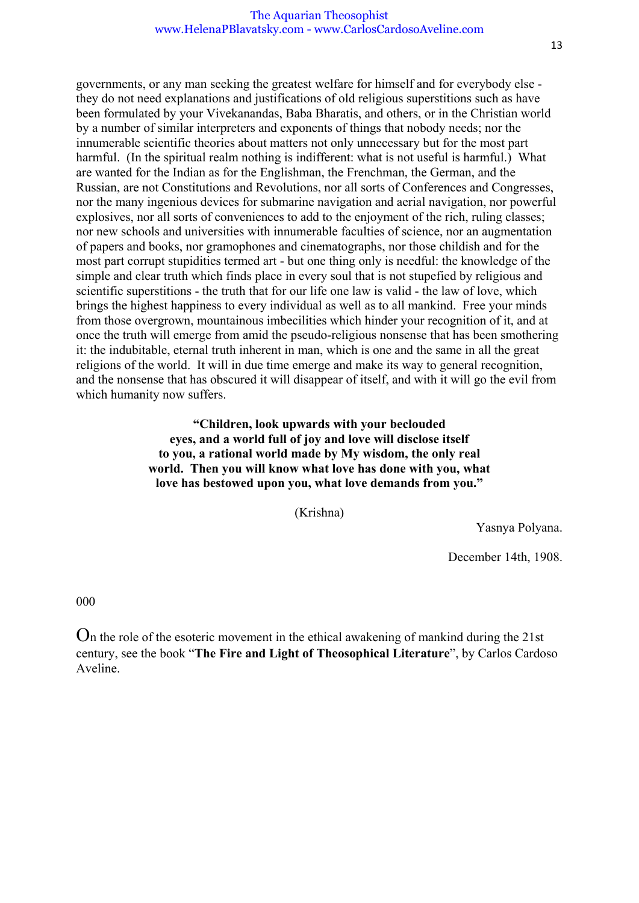governments, or any man seeking the greatest welfare for himself and for everybody else - they do not need explanations and justifications of old religious superstitions such as have been formulated by your Vivekanandas, Baba Bharatis, and others, or in the Christian world by a number of similar interpreters and exponents of things that nobody needs; nor the innumerable scientific theories about matters not only unnecessary but for the most part harmful. (In the spiritual realm nothing is indifferent: what is not useful is harmful.) What are wanted for the Indian as for the Englishman, the Frenchman, the German, and the Russian, are not Constitutions and Revolutions, nor all sorts of Conferences and Congresses, nor the many ingenious devices for submarine navigation and aerial navigation, nor powerful explosives, nor all sorts of conveniences to add to the enjoyment of the rich, ruling classes; nor new schools and universities with innumerable faculties of science, nor an augmentation of papers and books, nor gramophones and cinematographs, nor those childish and for the most part corrupt stupidities termed art - but one thing only is needful: the knowledge of the simple and clear truth which finds place in every soul that is not stupefied by religious and scientific superstitions - the truth that for our life one law is valid - the law of love, which brings the highest happiness to every individual as well as to all mankind. Free your minds from those overgrown, mountainous imbecilities which hinder your recognition of it, and at once the truth will emerge from amid the pseudo-religious nonsense that has been smothering it: the indubitable, eternal truth inherent in man, which is one and the same in all the great religions of the world. It will in due time emerge and make its way to general recognition, and the nonsense that has obscured it will disappear of itself, and with it will go the evil from which humanity now suffers.

**"Children, look upwards with your beclouded eyes, and a world full of joy and love will disclose itself to you, a rational world made by My wisdom, the only real world. Then you will know what love has done with you, what love has bestowed upon you, what love demands from you."**

(Krishna)

Yasnya Polyana.

December 14th, 1908.

000

On the role of the esoteric movement in the ethical awakening of mankind during the 21st century, see the book "**The Fire and Light of Theosophical Literature**", by Carlos Cardoso Aveline.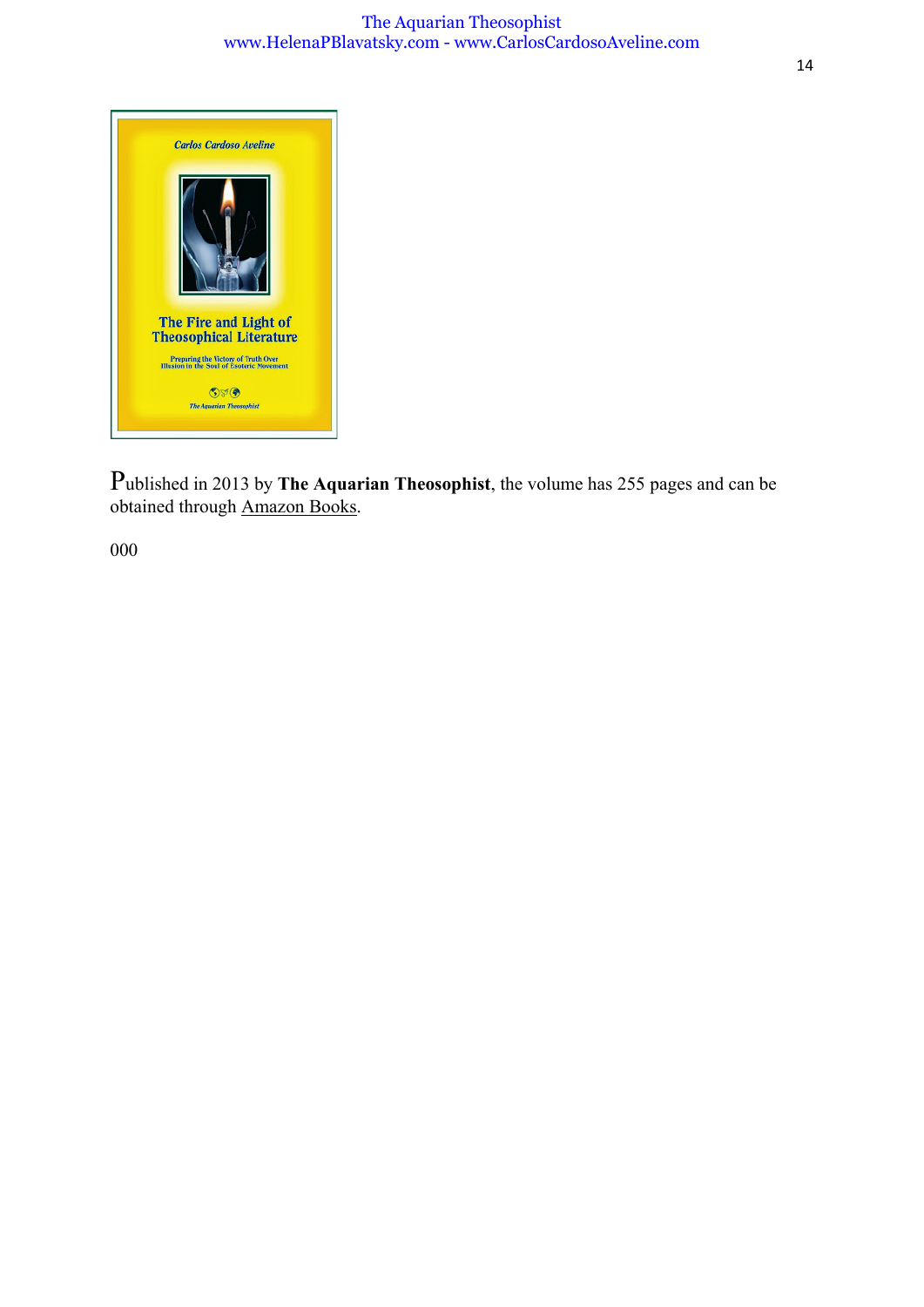Published in 2013 by **The Aquarian Theosophist**, the volume has 255 pages and can be obtained through Amazon Books.

000